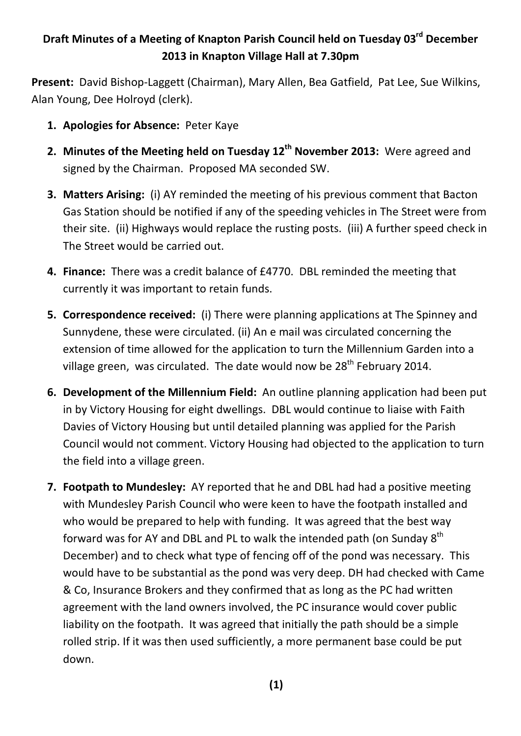**Draft Minutes of a Meeting of Knapton Parish Council held on Tuesday 03rd December 2013 in Knapton Village Hall at 7.30pm**

**Present:** David Bishop-Laggett (Chairman), Mary Allen, Bea Gatfield, Pat Lee, Sue Wilkins, Alan Young, Dee Holroyd (clerk).

1. **Apologies for Absence:** Peter Kaye
2. **Minutes of the Meeting held on Tuesday 12th November 2013:** Were agreed and signed by the Chairman. Proposed MA seconded SW.
3. **Matters Arising:** (i) AY reminded the meeting of his previous comment that Bacton Gas Station should be notified if any of the speeding vehicles in The Street were from their site. (ii) Highways would replace the rusting posts. (iii) A further speed check in The Street would be carried out.
4. **Finance:** There was a credit balance of £4770. DBL reminded the meeting that currently it was important to retain funds.
5. **Correspondence received:** (i) There were planning applications at The Spinney and Sunnydene, these were circulated. (ii) An e mail was circulated concerning the extension of time allowed for the application to turn the Millennium Garden into a village green, was circulated. The date would now be 28th February 2014.
6. **Development of the Millennium Field:** An outline planning application had been put in by Victory Housing for eight dwellings. DBL would continue to liaise with Faith Davies of Victory Housing but until detailed planning was applied for the Parish Council would not comment. Victory Housing had objected to the application to turn the field into a village green.
7. **Footpath to Mundesley:** AY reported that he and DBL had had a positive meeting with Mundesley Parish Council who were keen to have the footpath installed and who would be prepared to help with funding. It was agreed that the best way forward was for AY and DBL and PL to walk the intended path (on Sunday 8th December) and to check what type of fencing off of the pond was necessary. This would have to be substantial as the pond was very deep. DH had checked with Came & Co, Insurance Brokers and they confirmed that as long as the PC had written agreement with the land owners involved, the PC insurance would cover public liability on the footpath. It was agreed that initially the path should be a simple rolled strip. If it was then used sufficiently, a more permanent base could be put down.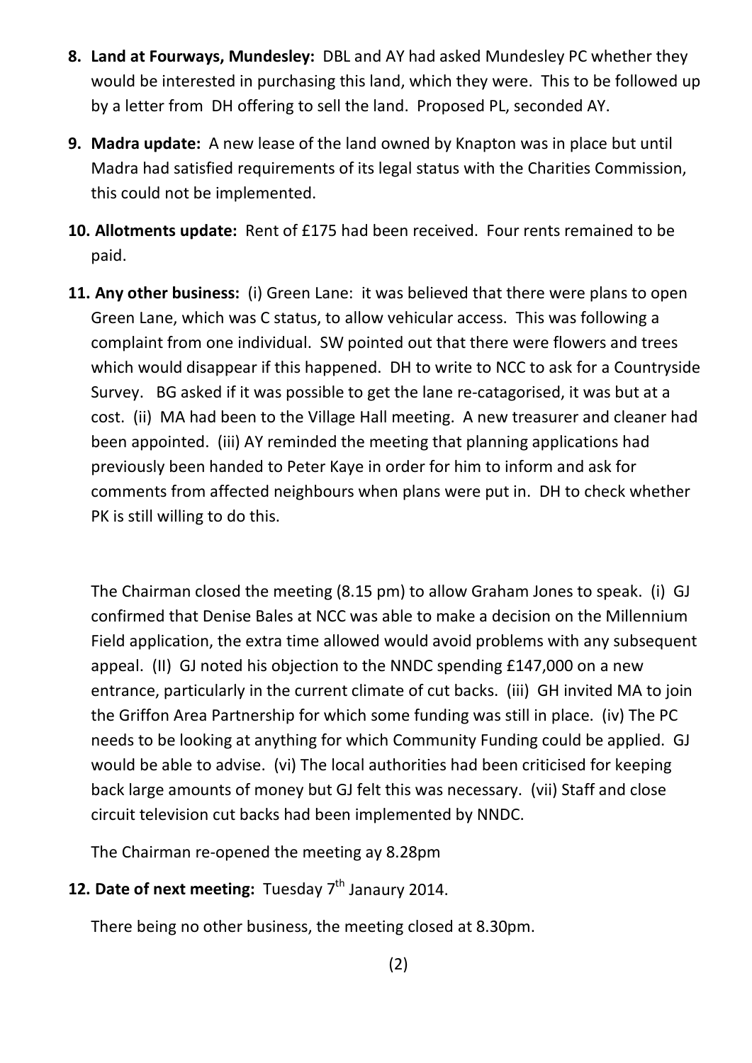8. **Land at Fourways, Mundesley:** DBL and AY had asked Mundesley PC whether they would be interested in purchasing this land, which they were. This to be followed up by a letter from DH offering to sell the land. Proposed PL, seconded AY.

9. **Madra update:** A new lease of the land owned by Knapton was in place but until Madra had satisfied requirements of its legal status with the Charities Commission, this could not be implemented.

10. **Allotments update:** Rent of £175 had been received. Four rents remained to be paid.

11. **Any other business:** (i) Green Lane: it was believed that there were plans to open Green Lane, which was C status, to allow vehicular access. This was following a complaint from one individual. SW pointed out that there were flowers and trees which would disappear if this happened. DH to write to NCC to ask for a Countryside Survey. BG asked if it was possible to get the lane re-catagorised, it was but at a cost. (ii) MA had been to the Village Hall meeting. A new treasurer and cleaner had been appointed. (iii) AY reminded the meeting that planning applications had previously been handed to Peter Kaye in order for him to inform and ask for comments from affected neighbours when plans were put in. DH to check whether PK is still willing to do this.

The Chairman closed the meeting (8.15 pm) to allow Graham Jones to speak. (i) GJ confirmed that Denise Bales at NCC was able to make a decision on the Millennium Field application, the extra time allowed would avoid problems with any subsequent appeal. (II) GJ noted his objection to the NNDC spending £147,000 on a new entrance, particularly in the current climate of cut backs. (iii) GH invited MA to join the Griffon Area Partnership for which some funding was still in place. (iv) The PC needs to be looking at anything for which Community Funding could be applied. GJ would be able to advise. (vi) The local authorities had been criticised for keeping back large amounts of money but GJ felt this was necessary. (vii) Staff and close circuit television cut backs had been implemented by NNDC.

The Chairman re-opened the meeting ay 8.28pm

12. **Date of next meeting:** Tuesday 7th Janaury 2014.

There being no other business, the meeting closed at 8.30pm.